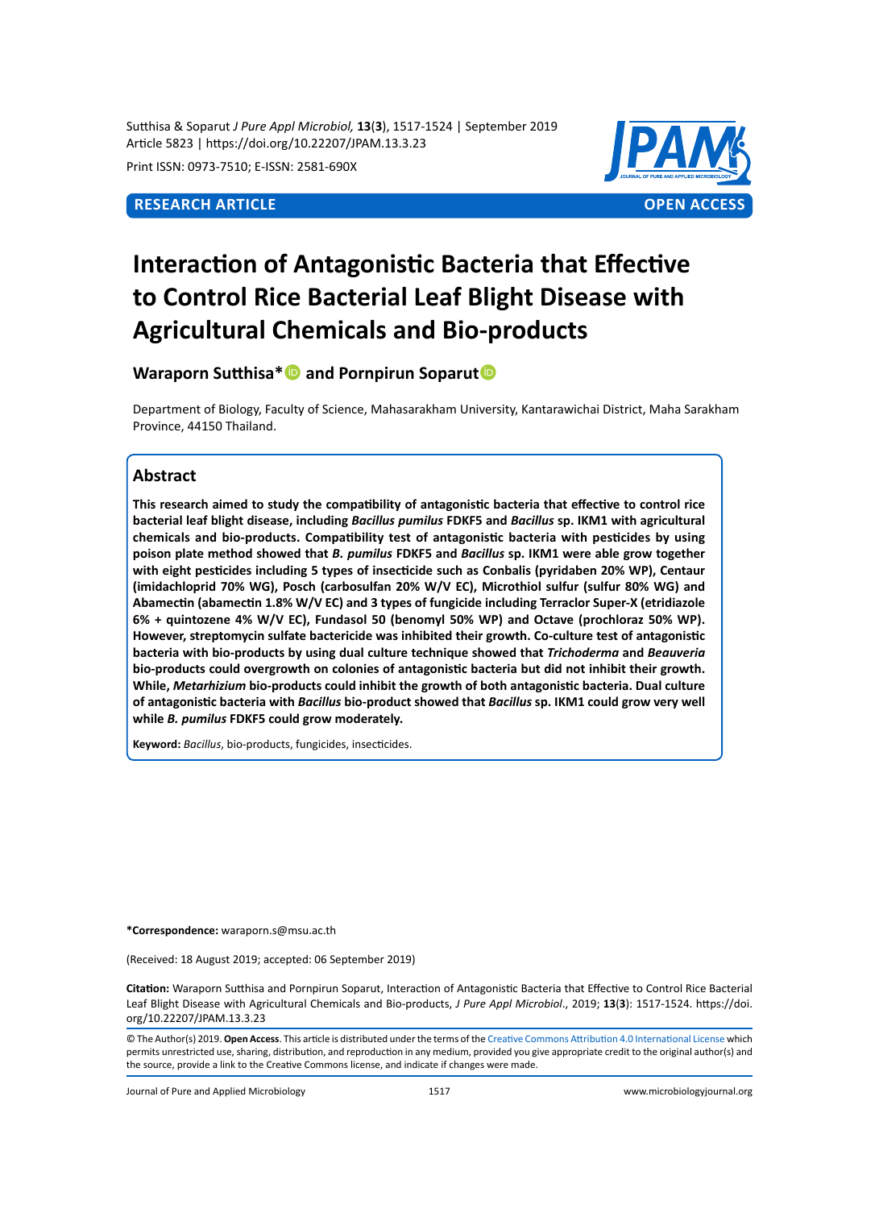RESEARCH ARTICLE

OPEN ACCESS

# Interaction of Antagonistic Bacteria that Effective to Control Rice Bacterial Leaf Blight Disease with Agricultural Chemicals and Bio-products

**Waraporn Sutthisa*** and **Pornpirun Soparut**

Department of Biology, Faculty of Science, Mahasarakham University, Kantarawichai District, Maha Sarakham Province, 44150 Thailand.

## Abstract

**This research aimed to study the compatibility of antagonistic bacteria that effective to control rice bacterial leaf blight disease, including *Bacillus pumilus* FDKF5 and *Bacillus* sp. IKM1 with agricultural chemicals and bio-products. Compatibility test of antagonistic bacteria with pesticides by using poison plate method showed that *B. pumilus* FDKF5 and *Bacillus* sp. IKM1 were able grow together with eight pesticides including 5 types of insecticide such as Conbalis (pyridaben 20% WP), Centaur (imidachloprid 70% WG), Posch (carbosulfan 20% W/V EC), Microthiol sulfur (sulfur 80% WG) and Abamectin (abamectin 1.8% W/V EC) and 3 types of fungicide including Terraclor Super-X (etridiazole 6% + quintozene 4% W/V EC), Fundasol 50 (benomyl 50% WP) and Octave (prochloraz 50% WP). However, streptomycin sulfate bactericide was inhibited their growth. Co-culture test of antagonistic bacteria with bio-products by using dual culture technique showed that *Trichoderma* and *Beauveria* bio-products could overgrowth on colonies of antagonistic bacteria but did not inhibit their growth. While, *Metarhizium* bio-products could inhibit the growth of both antagonistic bacteria. Dual culture of antagonistic bacteria with *Bacillus* bio-product showed that *Bacillus* sp. IKM1 could grow very well while *B. pumilus* FDKF5 could grow moderately.**

**Keyword:** *Bacillus*, bio-products, fungicides, insecticides.

**\*Correspondence:** waraporn.s@msu.ac.th

(Received: 18 August 2019; accepted: 06 September 2019)

**Citation:** Waraporn Sutthisa and Pornpirun Soparut, Interaction of Antagonistic Bacteria that Effective to Control Rice Bacterial Leaf Blight Disease with Agricultural Chemicals and Bio-products, *J Pure Appl Microbiol*., 2019; **13**(**3**): 1517-1524. https://doi.org/10.22207/JPAM.13.3.23

© The Author(s) 2019. **Open Access**. This article is distributed under the terms of the Creative Commons Attribution 4.0 International License which permits unrestricted use, sharing, distribution, and reproduction in any medium, provided you give appropriate credit to the original author(s) and the source, provide a link to the Creative Commons license, and indicate if changes were made.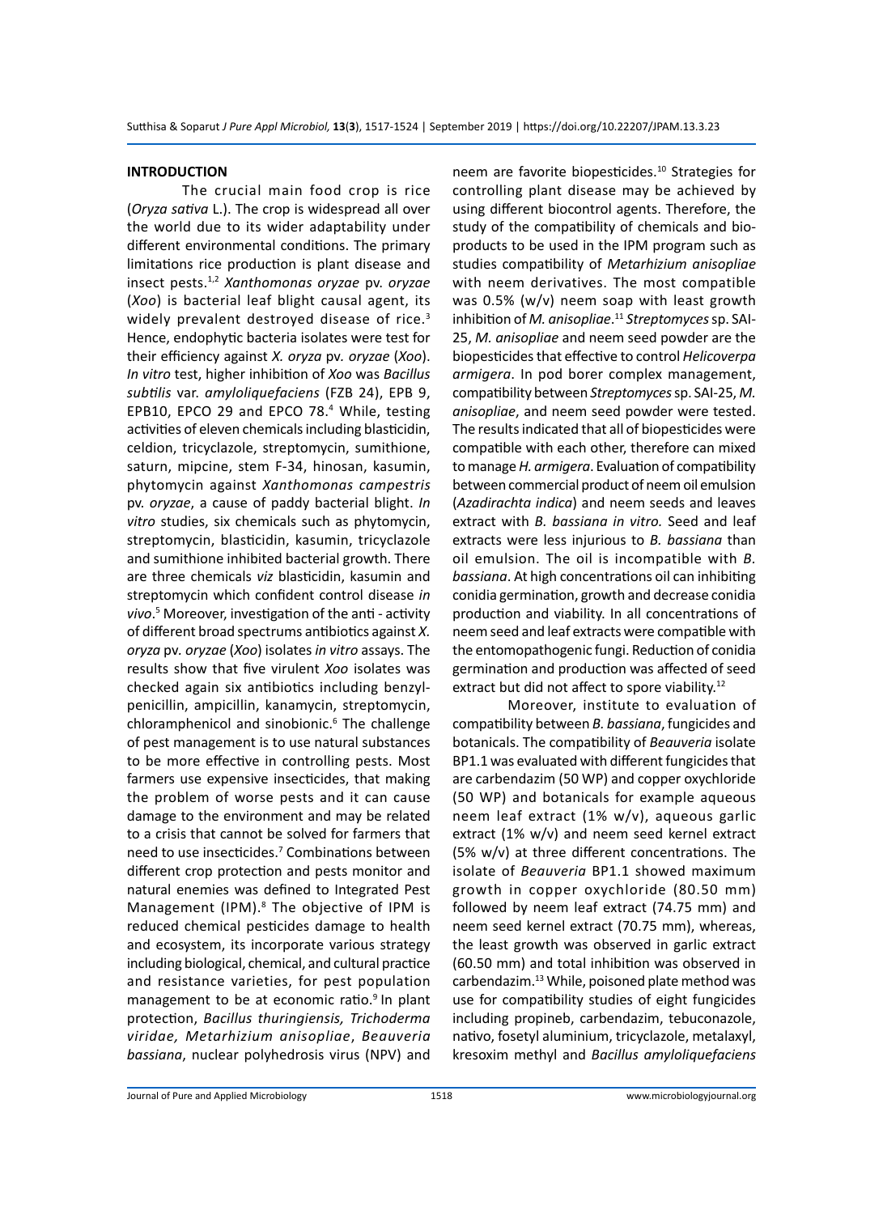## INTRODUCTION

The crucial main food crop is rice (*Oryza sativa* L.). The crop is widespread all over the world due to its wider adaptability under different environmental conditions. The primary limitations rice production is plant disease and insect pests.[1,2] *Xanthomonas oryzae* pv. *oryzae* (*Xoo*) is bacterial leaf blight causal agent, its widely prevalent destroyed disease of rice.[3] Hence, endophytic bacteria isolates were test for their efficiency against *X. oryza* pv. *oryzae* (*Xoo*). *In vitro* test, higher inhibition of *Xoo* was *Bacillus subtilis* var. *amyloliquefaciens* (FZB 24), EPB 9, EPB10, EPCO 29 and EPCO 78.[4] While, testing activities of eleven chemicals including blasticidin, celdion, tricyclazole, streptomycin, sumithione, saturn, mipcine, stem F-34, hinosan, kasumin, phytomycin against *Xanthomonas campestris* pv. *oryzae*, a cause of paddy bacterial blight. *In vitro* studies, six chemicals such as phytomycin, streptomycin, blasticidin, kasumin, tricyclazole and sumithione inhibited bacterial growth. There are three chemicals *viz* blasticidin, kasumin and streptomycin which confident control disease *in vivo*.[5] Moreover, investigation of the anti - activity of different broad spectrums antibiotics against *X. oryza* pv. *oryzae* (*Xoo*) isolates *in vitro* assays. The results show that five virulent *Xoo* isolates was checked again six antibiotics including benzyl-penicillin, ampicillin, kanamycin, streptomycin, chloramphenicol and sinobionic.[6] The challenge of pest management is to use natural substances to be more effective in controlling pests. Most farmers use expensive insecticides, that making the problem of worse pests and it can cause damage to the environment and may be related to a crisis that cannot be solved for farmers that need to use insecticides.[7] Combinations between different crop protection and pests monitor and natural enemies was defined to Integrated Pest Management (IPM).[8] The objective of IPM is reduced chemical pesticides damage to health and ecosystem, its incorporate various strategy including biological, chemical, and cultural practice and resistance varieties, for pest population management to be at economic ratio.[9] In plant protection, *Bacillus thuringiensis, Trichoderma viridae, Metarhizium anisopliae*, *Beauveria bassiana*, nuclear polyhedrosis virus (NPV) and neem are favorite biopesticides.[10] Strategies for controlling plant disease may be achieved by using different biocontrol agents. Therefore, the study of the compatibility of chemicals and bio-products to be used in the IPM program such as studies compatibility of *Metarhizium anisopliae* with neem derivatives. The most compatible was 0.5% (w/v) neem soap with least growth inhibition of *M. anisopliae*.[11] *Streptomyces* sp. SAI-25, *M. anisopliae* and neem seed powder are the biopesticides that effective to control *Helicoverpa armigera*. In pod borer complex management, compatibility between *Streptomyces* sp. SAI-25, *M. anisopliae*, and neem seed powder were tested. The results indicated that all of biopesticides were compatible with each other, therefore can mixed to manage *H. armigera*. Evaluation of compatibility between commercial product of neem oil emulsion (*Azadirachta indica*) and neem seeds and leaves extract with *B. bassiana in vitro.* Seed and leaf extracts were less injurious to *B. bassiana* than oil emulsion. The oil is incompatible with *B. bassiana*. At high concentrations oil can inhibiting conidia germination, growth and decrease conidia production and viability. In all concentrations of neem seed and leaf extracts were compatible with the entomopathogenic fungi. Reduction of conidia germination and production was affected of seed extract but did not affect to spore viability.[12]

Moreover, institute to evaluation of compatibility between *B. bassiana*, fungicides and botanicals. The compatibility of *Beauveria* isolate BP1.1 was evaluated with different fungicides that are carbendazim (50 WP) and copper oxychloride (50 WP) and botanicals for example aqueous neem leaf extract (1% w/v), aqueous garlic extract (1% w/v) and neem seed kernel extract (5% w/v) at three different concentrations. The isolate of *Beauveria* BP1.1 showed maximum growth in copper oxychloride (80.50 mm) followed by neem leaf extract (74.75 mm) and neem seed kernel extract (70.75 mm), whereas, the least growth was observed in garlic extract (60.50 mm) and total inhibition was observed in carbendazim.[13] While, poisoned plate method was use for compatibility studies of eight fungicides including propineb, carbendazim, tebuconazole, nativo, fosetyl aluminium, tricyclazole, metalaxyl, kresoxim methyl and *Bacillus amyloliquefaciens*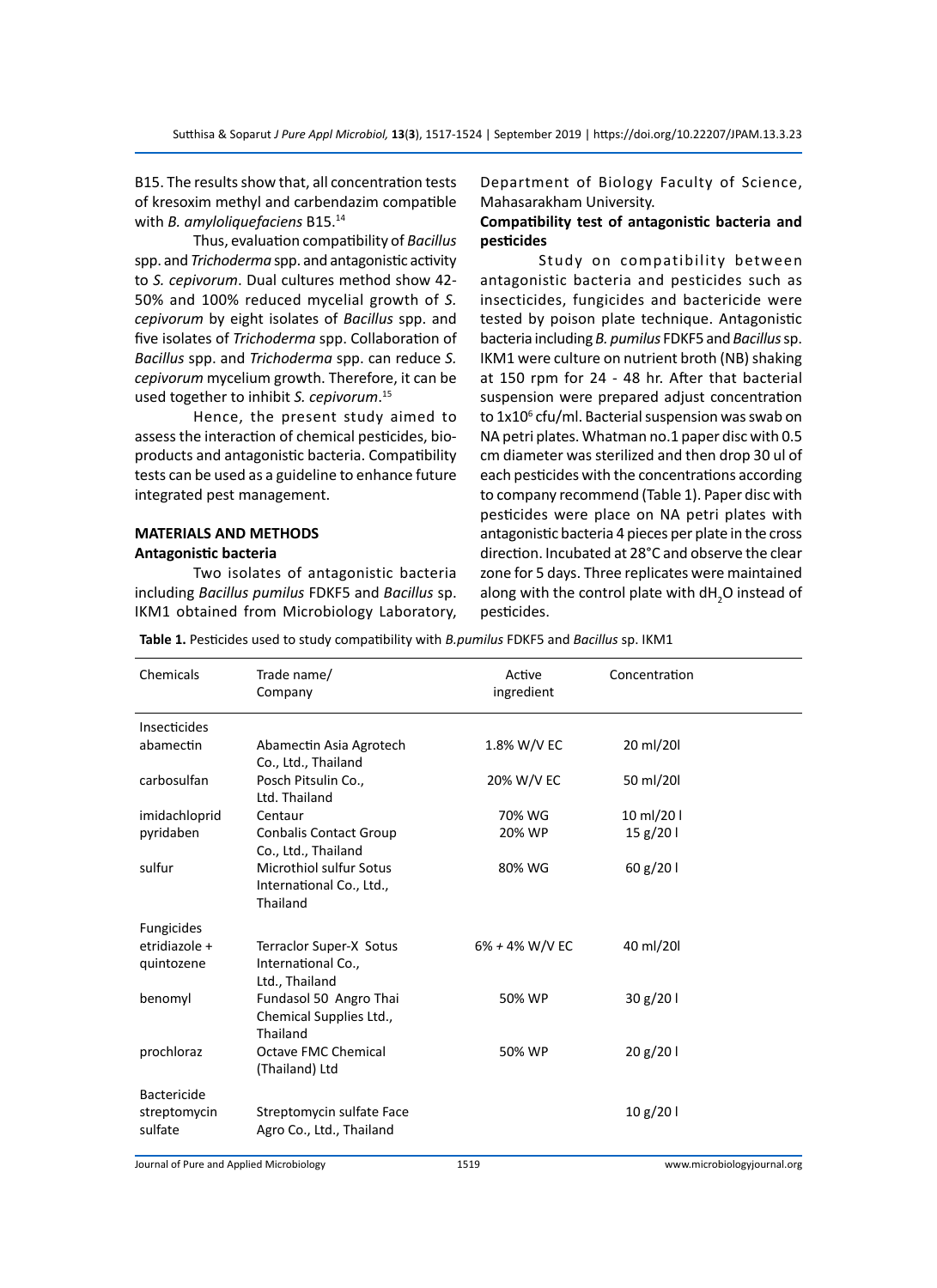B15. The results show that, all concentration tests of kresoxim methyl and carbendazim compatible with *B. amyloliquefaciens* B15.[14]

Thus, evaluation compatibility of *Bacillus* spp. and *Trichoderma* spp. and antagonistic activity to *S. cepivorum*. Dual cultures method show 42-50% and 100% reduced mycelial growth of *S. cepivorum* by eight isolates of *Bacillus* spp. and five isolates of *Trichoderma* spp. Collaboration of *Bacillus* spp. and *Trichoderma* spp. can reduce *S. cepivorum* mycelium growth. Therefore, it can be used together to inhibit *S. cepivorum*.[15]

Hence, the present study aimed to assess the interaction of chemical pesticides, bio-products and antagonistic bacteria. Compatibility tests can be used as a guideline to enhance future integrated pest management.

## MATERIALS AND METHODS

### Antagonistic bacteria

Two isolates of antagonistic bacteria including *Bacillus pumilus* FDKF5 and *Bacillus* sp. IKM1 obtained from Microbiology Laboratory, Department of Biology Faculty of Science, Mahasarakham University.

### Compatibility test of antagonistic bacteria and pesticides

Study on compatibility between antagonistic bacteria and pesticides such as insecticides, fungicides and bactericide were tested by poison plate technique. Antagonistic bacteria including *B. pumilus* FDKF5 and *Bacillus* sp. IKM1 were culture on nutrient broth (NB) shaking at 150 rpm for 24 - 48 hr. After that bacterial suspension were prepared adjust concentration to $1 \times 10^6$ cfu/ml. Bacterial suspension was swab on NA petri plates. Whatman no.1 paper disc with 0.5 cm diameter was sterilized and then drop 30 ul of each pesticides with the concentrations according to company recommend (Table 1). Paper disc with pesticides were place on NA petri plates with antagonistic bacteria 4 pieces per plate in the cross direction. Incubated at 28°C and observe the clear zone for 5 days. Three replicates were maintained along with the control plate with $dH_2O$ instead of pesticides.

**Table 1.** Pesticides used to study compatibility with *B.pumilus* FDKF5 and *Bacillus* sp. IKM1

| Chemicals | Trade name/ Company | Active ingredient | Concentration |
|---|---|---|---|
| Insecticides | | | |
| abamectin | Abamectin Asia Agrotech Co., Ltd., Thailand | 1.8% W/V EC | 20 ml/20l |
| carbosulfan | Posch Pitsulin Co., Ltd. Thailand | 20% W/V EC | 50 ml/20l |
| imidachloprid | Centaur | 70% WG | 10 ml/20 l |
| pyridaben | Conbalis Contact Group Co., Ltd., Thailand | 20% WP | 15 g/20 l |
| sulfur | Microthiol sulfur Sotus International Co., Ltd., Thailand | 80% WG | 60 g/20 l |
| Fungicides | | | |
| etridiazole + quintozene | Terraclor Super-X Sotus International Co., Ltd., Thailand | 6% + 4% W/V EC | 40 ml/20l |
| benomyl | Fundasol 50 Angro Thai Chemical Supplies Ltd., Thailand | 50% WP | 30 g/20 l |
| prochloraz | Octave FMC Chemical (Thailand) Ltd | 50% WP | 20 g/20 l |
| Bactericide | | | |
| streptomycin sulfate | Streptomycin sulfate Face Agro Co., Ltd., Thailand | | 10 g/20 l |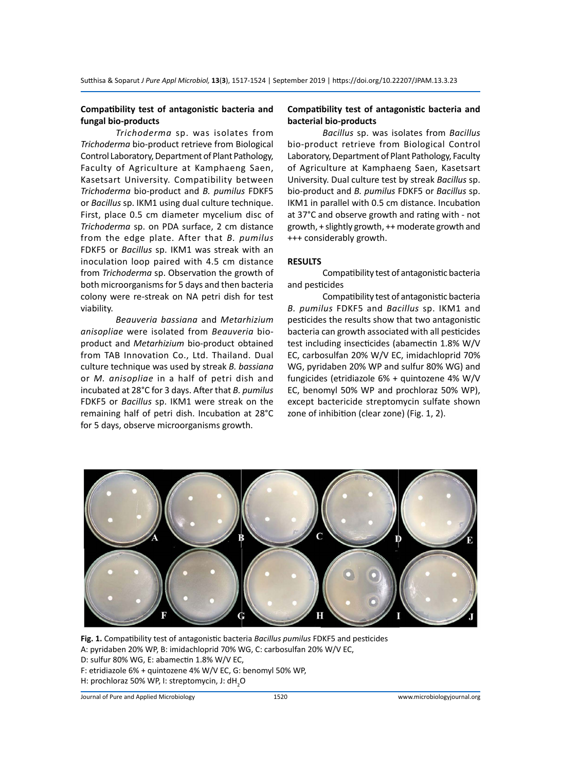### Compatibility test of antagonistic bacteria and fungal bio-products

*Trichoderma* sp. was isolates from *Trichoderma* bio-product retrieve from Biological Control Laboratory, Department of Plant Pathology, Faculty of Agriculture at Kamphaeng Saen, Kasetsart University. Compatibility between *Trichoderma* bio-product and *B. pumilus* FDKF5 or *Bacillus* sp. IKM1 using dual culture technique. First, place 0.5 cm diameter mycelium disc of *Trichoderma* sp. on PDA surface, 2 cm distance from the edge plate. After that *B. pumilus* FDKF5 or *Bacillus* sp. IKM1 was streak with an inoculation loop paired with 4.5 cm distance from *Trichoderma* sp. Observation the growth of both microorganisms for 5 days and then bacteria colony were re-streak on NA petri dish for test viability.

*Beauveria bassiana* and *Metarhizium anisopliae* were isolated from *Beauveria* bio-product and *Metarhizium* bio-product obtained from TAB Innovation Co., Ltd. Thailand. Dual culture technique was used by streak *B. bassiana* or *M. anisopliae* in a half of petri dish and incubated at 28°C for 3 days. After that *B. pumilus* FDKF5 or *Bacillus* sp. IKM1 were streak on the remaining half of petri dish. Incubation at 28°C for 5 days, observe microorganisms growth.

### Compatibility test of antagonistic bacteria and bacterial bio-products

*Bacillus* sp. was isolates from *Bacillus* bio-product retrieve from Biological Control Laboratory, Department of Plant Pathology, Faculty of Agriculture at Kamphaeng Saen, Kasetsart University. Dual culture test by streak *Bacillus* sp. bio-product and *B. pumilus* FDKF5 or *Bacillus* sp. IKM1 in parallel with 0.5 cm distance. Incubation at 37°C and observe growth and rating with - not growth, + slightly growth, ++ moderate growth and +++ considerably growth.

## RESULTS

Compatibility test of antagonistic bacteria and pesticides

Compatibility test of antagonistic bacteria *B. pumilus* FDKF5 and *Bacillus* sp. IKM1 and pesticides the results show that two antagonistic bacteria can growth associated with all pesticides test including insecticides (abamectin 1.8% W/V EC, carbosulfan 20% W/V EC, imidachloprid 70% WG, pyridaben 20% WP and sulfur 80% WG) and fungicides (etridiazole 6% + quintozene 4% W/V EC, benomyl 50% WP and prochloraz 50% WP), except bactericide streptomycin sulfate shown zone of inhibition (clear zone) (Fig. 1, 2).

**Fig. 1.** Compatibility test of antagonistic bacteria *Bacillus pumilus* FDKF5 and pesticides
A: pyridaben 20% WP, B: imidachloprid 70% WG, C: carbosulfan 20% W/V EC,
D: sulfur 80% WG, E: abamectin 1.8% W/V EC,
F: etridiazole 6% + quintozene 4% W/V EC, G: benomyl 50% WP,
H: prochloraz 50% WP, I: streptomycin, J: $dH_2O$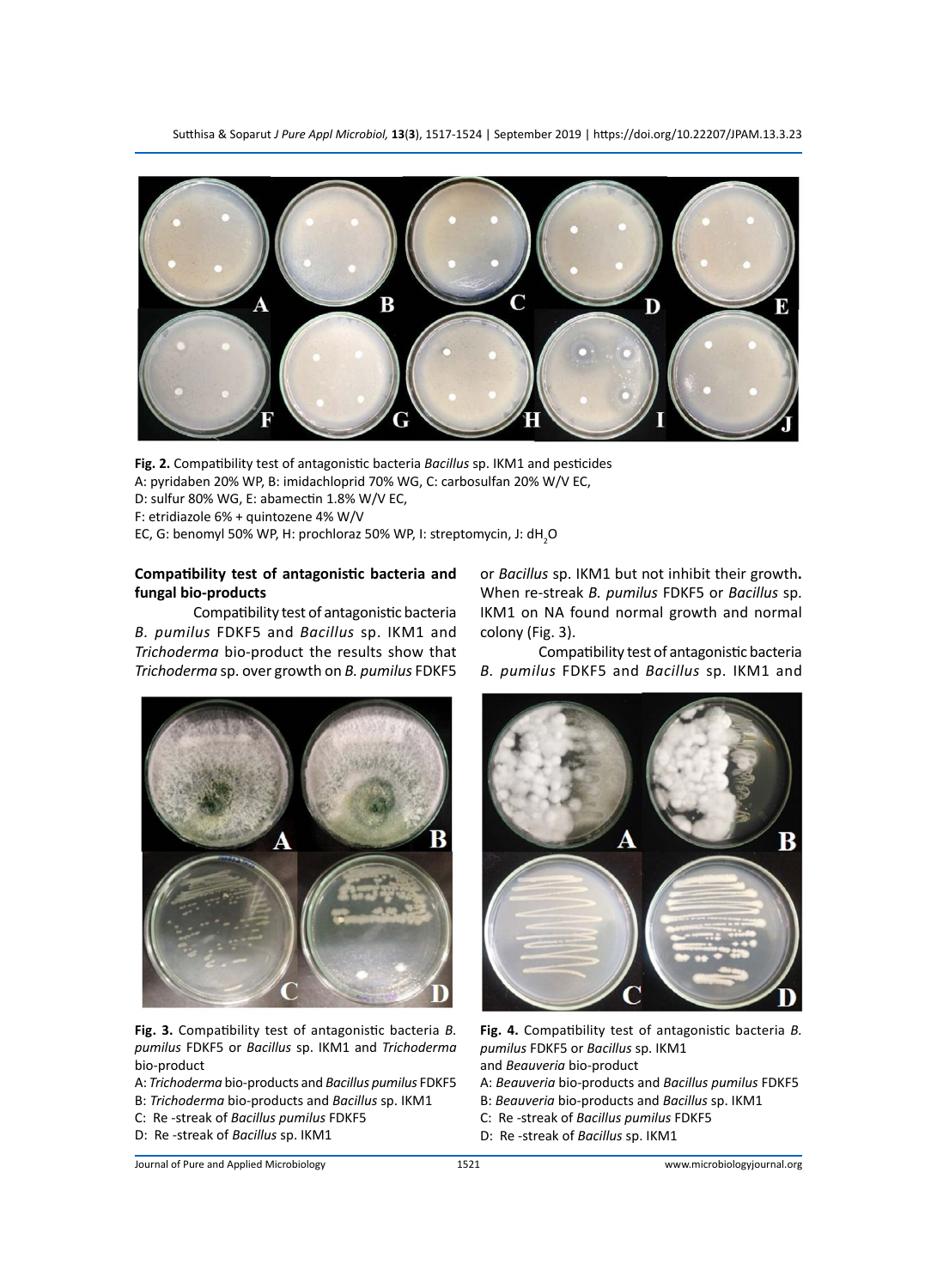**Fig. 2.** Compatibility test of antagonistic bacteria *Bacillus* sp. IKM1 and pesticides
A: pyridaben 20% WP, B: imidachloprid 70% WG, C: carbosulfan 20% W/V EC,
D: sulfur 80% WG, E: abamectin 1.8% W/V EC,
F: etridiazole 6% + quintozene 4% W/V
EC, G: benomyl 50% WP, H: prochloraz 50% WP, I: streptomycin, J: $dH_2O$

### Compatibility test of antagonistic bacteria and fungal bio-products

Compatibility test of antagonistic bacteria *B. pumilus* FDKF5 and *Bacillus* sp. IKM1 and *Trichoderma* bio-product the results show that *Trichoderma* sp. over growth on *B. pumilus* FDKF5 or *Bacillus* sp. IKM1 but not inhibit their growth**.** When re-streak *B. pumilus* FDKF5 or *Bacillus* sp. IKM1 on NA found normal growth and normal colony (Fig. 3).

Compatibility test of antagonistic bacteria *B. pumilus* FDKF5 and *Bacillus* sp. IKM1 and

**Fig. 3.** Compatibility test of antagonistic bacteria *B. pumilus* FDKF5 or *Bacillus* sp. IKM1 and *Trichoderma* bio-product
A: *Trichoderma* bio-products and *Bacillus pumilus* FDKF5
B: *Trichoderma* bio-products and *Bacillus* sp. IKM1
C: Re -streak of *Bacillus pumilus* FDKF5
D: Re -streak of *Bacillus* sp. IKM1

**Fig. 4.** Compatibility test of antagonistic bacteria *B. pumilus* FDKF5 or *Bacillus* sp. IKM1 and *Beauveria* bio-product
A: *Beauveria* bio-products and *Bacillus pumilus* FDKF5
B: *Beauveria* bio-products and *Bacillus* sp. IKM1
C: Re -streak of *Bacillus pumilus* FDKF5
D: Re -streak of *Bacillus* sp. IKM1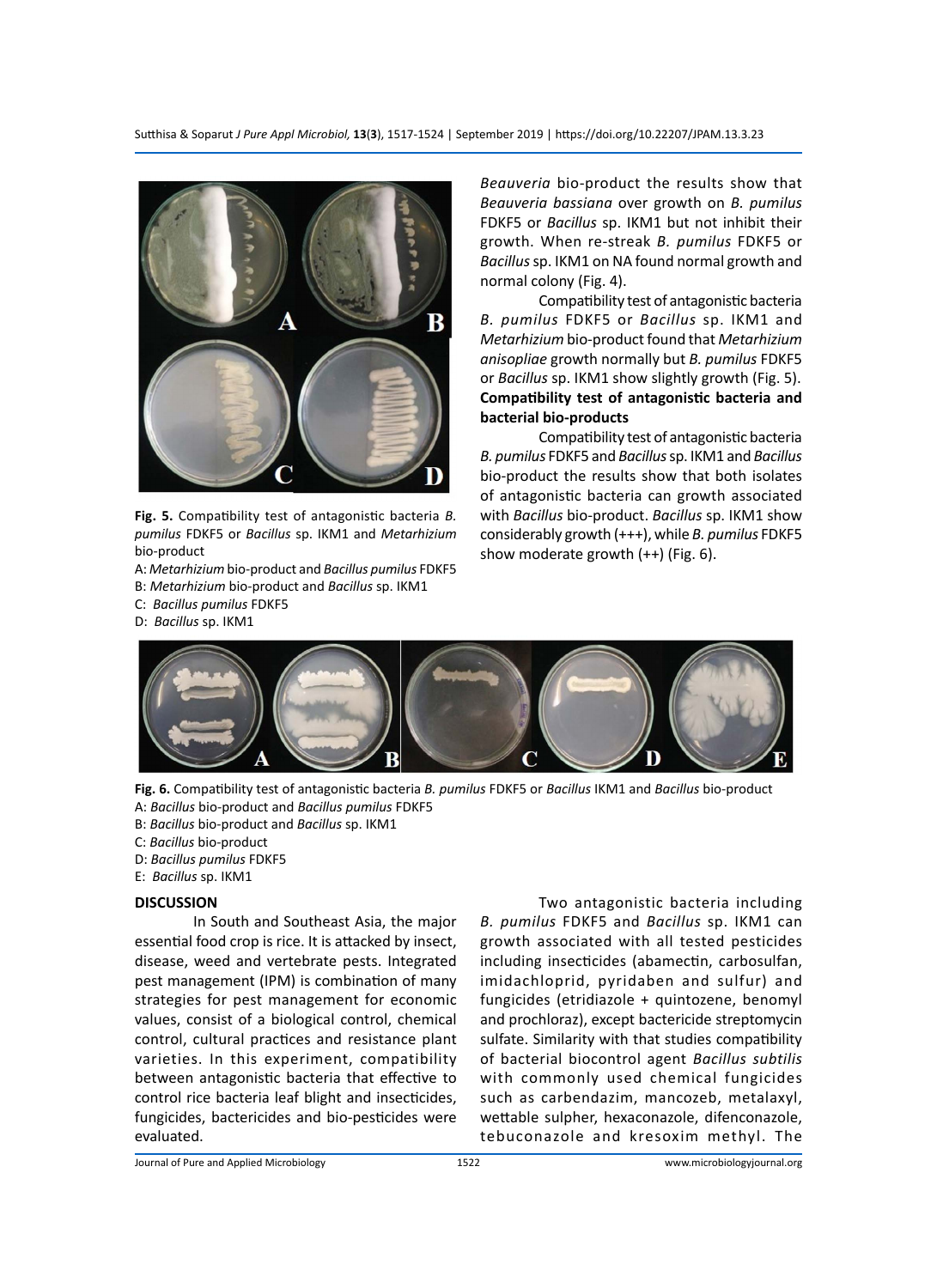*Beauveria* bio-product the results show that *Beauveria bassiana* over growth on *B. pumilus* FDKF5 or *Bacillus* sp. IKM1 but not inhibit their growth. When re-streak *B. pumilus* FDKF5 or *Bacillus* sp. IKM1 on NA found normal growth and normal colony (Fig. 4).

Compatibility test of antagonistic bacteria *B. pumilus* FDKF5 or *Bacillus* sp. IKM1 and *Metarhizium* bio-product found that *Metarhizium anisopliae* growth normally but *B. pumilus* FDKF5 or *Bacillus* sp. IKM1 show slightly growth (Fig. 5).

**Fig. 5.** Compatibility test of antagonistic bacteria *B. pumilus* FDKF5 or *Bacillus* sp. IKM1 and *Metarhizium* bio-product
A: *Metarhizium* bio-product and *Bacillus pumilus* FDKF5
B: *Metarhizium* bio-product and *Bacillus* sp. IKM1
C: *Bacillus pumilus* FDKF5
D: *Bacillus* sp. IKM1

**Compatibility test of antagonistic bacteria and bacterial bio-products**

Compatibility test of antagonistic bacteria *B. pumilus* FDKF5 and *Bacillus* sp. IKM1 and *Bacillus* bio-product the results show that both isolates of antagonistic bacteria can growth associated with *Bacillus* bio-product. *Bacillus* sp. IKM1 show considerably growth (+++), while *B. pumilus* FDKF5 show moderate growth (++) (Fig. 6).

**Fig. 6.** Compatibility test of antagonistic bacteria *B. pumilus* FDKF5 or *Bacillus* IKM1 and *Bacillus* bio-product
A: *Bacillus* bio-product and *Bacillus pumilus* FDKF5
B: *Bacillus* bio-product and *Bacillus* sp. IKM1
C: *Bacillus* bio-product
D: *Bacillus pumilus* FDKF5
E: *Bacillus* sp. IKM1

## DISCUSSION

In South and Southeast Asia, the major essential food crop is rice. It is attacked by insect, disease, weed and vertebrate pests. Integrated pest management (IPM) is combination of many strategies for pest management for economic values, consist of a biological control, chemical control, cultural practices and resistance plant varieties. In this experiment, compatibility between antagonistic bacteria that effective to control rice bacteria leaf blight and insecticides, fungicides, bactericides and bio-pesticides were evaluated.

Two antagonistic bacteria including *B. pumilus* FDKF5 and *Bacillus* sp. IKM1 can growth associated with all tested pesticides including insecticides (abamectin, carbosulfan, imidachloprid, pyridaben and sulfur) and fungicides (etridiazole + quintozene, benomyl and prochloraz), except bactericide streptomycin sulfate. Similarity with that studies compatibility of bacterial biocontrol agent *Bacillus subtilis* with commonly used chemical fungicides such as carbendazim, mancozeb, metalaxyl, wettable sulpher, hexaconazole, difenconazole, tebuconazole and kresoxim methyl. The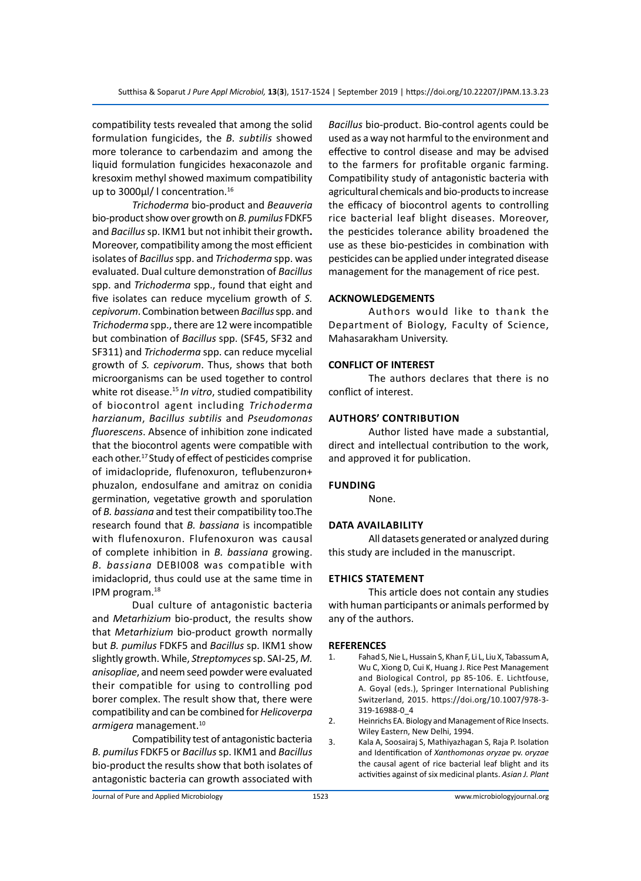compatibility tests revealed that among the solid formulation fungicides, the *B. subtilis* showed more tolerance to carbendazim and among the liquid formulation fungicides hexaconazole and kresoxim methyl showed maximum compatibility up to 3000µl/ l concentration.[16]

*Trichoderma* bio-product and *Beauveria* bio-product show over growth on *B. pumilus* FDKF5 and *Bacillus* sp. IKM1 but not inhibit their growth**.** Moreover, compatibility among the most efficient isolates of *Bacillus* spp. and *Trichoderma* spp. was evaluated. Dual culture demonstration of *Bacillus* spp. and *Trichoderma* spp., found that eight and five isolates can reduce mycelium growth of *S. cepivorum*. Combination between *Bacillus* spp. and *Trichoderma* spp., there are 12 were incompatible but combination of *Bacillus* spp. (SF45, SF32 and SF311) and *Trichoderma* spp. can reduce mycelial growth of *S. cepivorum*. Thus, shows that both microorganisms can be used together to control white rot disease.[15] *In vitro*, studied compatibility of biocontrol agent including *Trichoderma harzianum*, *Bacillus subtilis* and *Pseudomonas fluorescens*. Absence of inhibition zone indicated that the biocontrol agents were compatible with each other.[17] Study of effect of pesticides comprise of imidacloprid, flufenoxuron, teflubenzuron+ phuzalon, endosulfane and amitraz on conidia germination, vegetative growth and sporulation of *B. bassiana* and test their compatibility too.The research found that *B. bassiana* is incompatible with flufenoxuron. Flufenoxuron was causal of complete inhibition in *B. bassiana* growing. *B. bassiana* DEBI008 was compatible with imidacloprid, thus could use at the same time in IPM program.[18]

Dual culture of antagonistic bacteria and *Metarhizium* bio-product, the results show that *Metarhizium* bio-product growth normally but *B. pumilus* FDKF5 and *Bacillus* sp. IKM1 show slightly growth. While, *Streptomyces* sp. SAI-25, *M. anisopliae*, and neem seed powder were evaluated their compatible for using to controlling pod borer complex. The result show that, there were compatibility and can be combined for *Helicoverpa armigera* management.[10]

Compatibility test of antagonistic bacteria *B. pumilus* FDKF5 or *Bacillus* sp. IKM1 and *Bacillus* bio-product the results show that both isolates of antagonistic bacteria can growth associated with *Bacillus* bio-product. Bio-control agents could be used as a way not harmful to the environment and effective to control disease and may be advised to the farmers for profitable organic farming. Compatibility study of antagonistic bacteria with agricultural chemicals and bio-products to increase the efficacy of biocontrol agents to controlling rice bacterial leaf blight diseases. Moreover, the pesticides tolerance ability broadened the use as these bio-pesticides in combination with pesticides can be applied under integrated disease management for the management of rice pest.

## ACKNOWLEDGEMENTS

Authors would like to thank the Department of Biology, Faculty of Science, Mahasarakham University.

## CONFLICT OF INTEREST

The authors declares that there is no conflict of interest.

## AUTHORS' CONTRIBUTION

Author listed have made a substantial, direct and intellectual contribution to the work, and approved it for publication.

## FUNDING

None.

## DATA AVAILABILITY

All datasets generated or analyzed during this study are included in the manuscript.

## ETHICS STATEMENT

This article does not contain any studies with human participants or animals performed by any of the authors.

## REFERENCES

1. Fahad S, Nie L, Hussain S, Khan F, Li L, Liu X, Tabassum A, Wu C, Xiong D, Cui K, Huang J. Rice Pest Management and Biological Control, pp 85-106. E. Lichtfouse, A. Goyal (eds.), Springer International Publishing Switzerland, 2015. https://doi.org/10.1007/978-3-319-16988-0_4
2. Heinrichs EA. Biology and Management of Rice Insects. Wiley Eastern, New Delhi, 1994.
3. Kala A, Soosairaj S, Mathiyazhagan S, Raja P. Isolation and Identification of *Xanthomonas oryzae* pv. *oryzae* the causal agent of rice bacterial leaf blight and its activities against of six medicinal plants. *Asian J. Plant*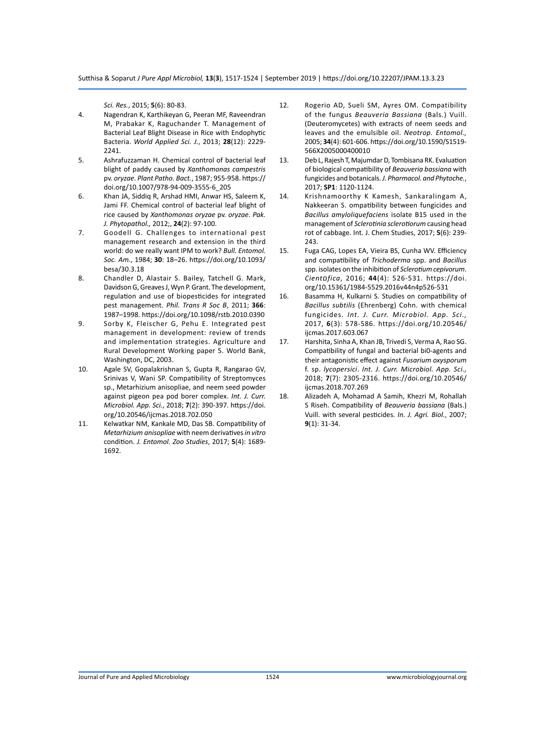*Sci. Res.*, 2015; **5**(6): 80-83.

4. Nagendran K, Karthikeyan G, Peeran MF, Raveendran M, Prabakar K, Raguchander T. Management of Bacterial Leaf Blight Disease in Rice with Endophytic Bacteria. *World Applied Sci. J.*, 2013; **28**(12): 2229-2241.
5. Ashrafuzzaman H. Chemical control of bacterial leaf blight of paddy caused by *Xanthomonas campestris* pv. *oryzae*. *Plant Patho. Bact.*, 1987; 955-958. https://doi.org/10.1007/978-94-009-3555-6_205
6. Khan JA, Siddiq R, Arshad HMI, Anwar HS, Saleem K, Jami FF. Chemical control of bacterial leaf blight of rice caused by *Xanthomonas oryzae* pv. *oryzae*. *Pak. J. Phytopathol.,* 2012;, **24**(2): 97-100.
7. Goodell G. Challenges to international pest management research and extension in the third world: do we really want IPM to work? *Bull. Entomol. Soc. Am.*, 1984; **30**: 18–26. https://doi.org/10.1093/besa/30.3.18
8. Chandler D, Alastair S. Bailey, Tatchell G. Mark, Davidson G, Greaves J, Wyn P. Grant. The development, regulation and use of biopesticides for integrated pest management. *Phil. Trans R Soc B*, 2011; **366**: 1987–1998. https://doi.org/10.1098/rstb.2010.0390
9. Sorby K, Fleischer G, Pehu E. Integrated pest management in development: review of trends and implementation strategies. Agriculture and Rural Development Working paper 5. World Bank, Washington, DC, 2003.
10. Agale SV, Gopalakrishnan S, Gupta R, Rangarao GV, Srinivas V, Wani SP. Compatibility of Streptomyces sp., Metarhizium anisopliae, and neem seed powder against pigeon pea pod borer complex. *Int. J. Curr. Microbiol. App. Sci.*, 2018; **7**(2): 390-397. https://doi.org/10.20546/ijcmas.2018.702.050
11. Kelwatkar NM, Kankale MD, Das SB. Compatibility of *Metarhizium anisopliae* with neem derivatives *in vitro* condition. *J. Entomol. Zoo Studies*, 2017; **5**(4): 1689-1692.
12. Rogerio AD, Sueli SM, Ayres OM. Compatibility of the fungus *Beauveria Bassiana* (Bals.) Vuill. (Deuteromycetes) with extracts of neem seeds and leaves and the emulsible oil. *Neotrop. Entomol.,* 2005; **34**(4): 601-606. https://doi.org/10.1590/S1519-566X2005000400010
13. Deb L, Rajesh T, Majumdar D, Tombisana RK. Evaluation of biological compatibility of *Beauveria bassiana* with fungicides and botanicals. *J. Pharmacol. and Phytoche.*, 2017; **SP1**: 1120-1124.
14. Krishnamoorthy K Kamesh, Sankaralingam A, Nakkeeran S. ompatibility between fungicides and *Bacillus amyloliquefaciens* isolate B15 used in the management of *Sclerotinia sclerotiorum* causing head rot of cabbage. Int. J. Chem Studies, 2017; **5**(6): 239-243.
15. Fuga CAG, Lopes EA, Vieira BS, Cunha WV. Efficiency and compatibility of *Trichoderma* spp. and *Bacillus* spp. isolates on the inhibition of *Sclerotium cepivorum*. *Cient�fica*, 2016; **44**(4): 526-531. https://doi.org/10.15361/1984-5529.2016v44n4p526-531
16. Basamma H, Kulkarni S. Studies on compatibility of *Bacillus subtilis* (Ehrenberg) Cohn. with chemical fungicides. *Int. J. Curr. Microbiol. App. Sci.,* 2017, **6**(3): 578-586. https://doi.org/10.20546/ijcmas.2017.603.067
17. Harshita, Sinha A, Khan JB, Trivedi S, Verma A, Rao SG. Compatibility of fungal and bacterial bi0-agents and their antagonistic effect against *Fusarium oxysporum* f. sp. *lycopersici*. *Int. J. Curr. Microbiol. App. Sci.,* 2018; **7**(7): 2305-2316. https://doi.org/10.20546/ijcmas.2018.707.269
18. Alizadeh A, Mohamad A Samih, Khezri M, Rohallah S Riseh. Compatibility of *Beauveria bassiana* (Bals.) Vuill. with several pesticides. *In. J. Agri. Biol.*, 2007; **9**(1): 31-34.